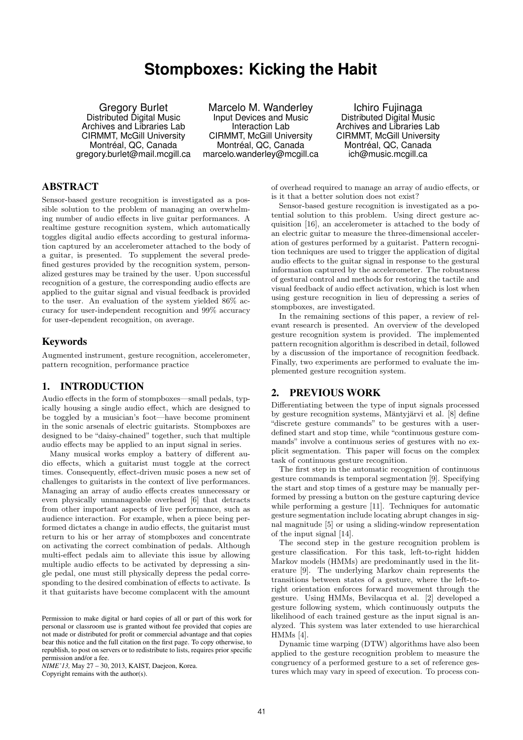# Stompboxes: Kicking the Habit

Gregory Burlet
Distributed Digital Music Archives and Libraries Lab
CIRMMT, McGill University
Montréal, QC, Canada
gregory.burlet@mail.mcgill.ca

Marcelo M. Wanderley
Input Devices and Music Interaction Lab
CIRMMT, McGill University
Montréal, QC, Canada
marcelo.wanderley@mcgill.ca

Ichiro Fujinaga
Distributed Digital Music Archives and Libraries Lab
CIRMMT, McGill University
Montréal, QC, Canada
ich@music.mcgill.ca

## ABSTRACT

Sensor-based gesture recognition is investigated as a possible solution to the problem of managing an overwhelming number of audio effects in live guitar performances. A realtime gesture recognition system, which automatically toggles digital audio effects according to gestural information captured by an accelerometer attached to the body of a guitar, is presented. To supplement the several predefined gestures provided by the recognition system, personalized gestures may be trained by the user. Upon successful recognition of a gesture, the corresponding audio effects are applied to the guitar signal and visual feedback is provided to the user. An evaluation of the system yielded 86% accuracy for user-independent recognition and 99% accuracy for user-dependent recognition, on average.

## Keywords

Augmented instrument, gesture recognition, accelerometer, pattern recognition, performance practice

## 1. INTRODUCTION

Audio effects in the form of stompboxes—small pedals, typically housing a single audio effect, which are designed to be toggled by a musician's foot—have become prominent in the sonic arsenals of electric guitarists. Stompboxes are designed to be "daisy-chained" together, such that multiple audio effects may be applied to an input signal in series.

Many musical works employ a battery of different audio effects, which a guitarist must toggle at the correct times. Consequently, effect-driven music poses a new set of challenges to guitarists in the context of live performances. Managing an array of audio effects creates unnecessary or even physically unmanageable overhead [6] that detracts from other important aspects of live performance, such as audience interaction. For example, when a piece being performed dictates a change in audio effects, the guitarist must return to his or her array of stompboxes and concentrate on activating the correct combination of pedals. Although multi-effect pedals aim to alleviate this issue by allowing multiple audio effects to be activated by depressing a single pedal, one must still physically depress the pedal corresponding to the desired combination of effects to activate. Is it that guitarists have become complacent with the amount of overhead required to manage an array of audio effects, or is it that a better solution does not exist?

Sensor-based gesture recognition is investigated as a potential solution to this problem. Using direct gesture acquisition [16], an accelerometer is attached to the body of an electric guitar to measure the three-dimensional acceleration of gestures performed by a guitarist. Pattern recognition techniques are used to trigger the application of digital audio effects to the guitar signal in response to the gestural information captured by the accelerometer. The robustness of gestural control and methods for restoring the tactile and visual feedback of audio effect activation, which is lost when using gesture recognition in lieu of depressing a series of stompboxes, are investigated.

In the remaining sections of this paper, a review of relevant research is presented. An overview of the developed gesture recognition system is provided. The implemented pattern recognition algorithm is described in detail, followed by a discussion of the importance of recognition feedback. Finally, two experiments are performed to evaluate the implemented gesture recognition system.

## 2. PREVIOUS WORK

Differentiating between the type of input signals processed by gesture recognition systems, Mäntyjärvi et al. [8] define "discrete gesture commands" to be gestures with a user-defined start and stop time, while "continuous gesture commands" involve a continuous series of gestures with no explicit segmentation. This paper will focus on the complex task of continuous gesture recognition.

The first step in the automatic recognition of continuous gesture commands is temporal segmentation [9]. Specifying the start and stop times of a gesture may be manually performed by pressing a button on the gesture capturing device while performing a gesture [11]. Techniques for automatic gesture segmentation include locating abrupt changes in signal magnitude [5] or using a sliding-window representation of the input signal [14].

The second step in the gesture recognition problem is gesture classification. For this task, left-to-right hidden Markov models (HMMs) are predominantly used in the literature [9]. The underlying Markov chain represents the transitions between states of a gesture, where the left-to-right orientation enforces forward movement through the gesture. Using HMMs, Bevilacqua et al. [2] developed a gesture following system, which continuously outputs the likelihood of each trained gesture as the input signal is analyzed. This system was later extended to use hierarchical HMMs [4].

Dynamic time warping (DTW) algorithms have also been applied to the gesture recognition problem to measure the congruency of a performed gesture to a set of reference gestures which may vary in speed of execution. To process con-

Permission to make digital or hard copies of all or part of this work for personal or classroom use is granted without fee provided that copies are not made or distributed for profit or commercial advantage and that copies bear this notice and the full citation on the first page. To copy otherwise, to republish, to post on servers or to redistribute to lists, requires prior specific permission and/or a fee.
*NIME'13,* May 27 – 30, 2013, KAIST, Daejeon, Korea.
Copyright remains with the author(s).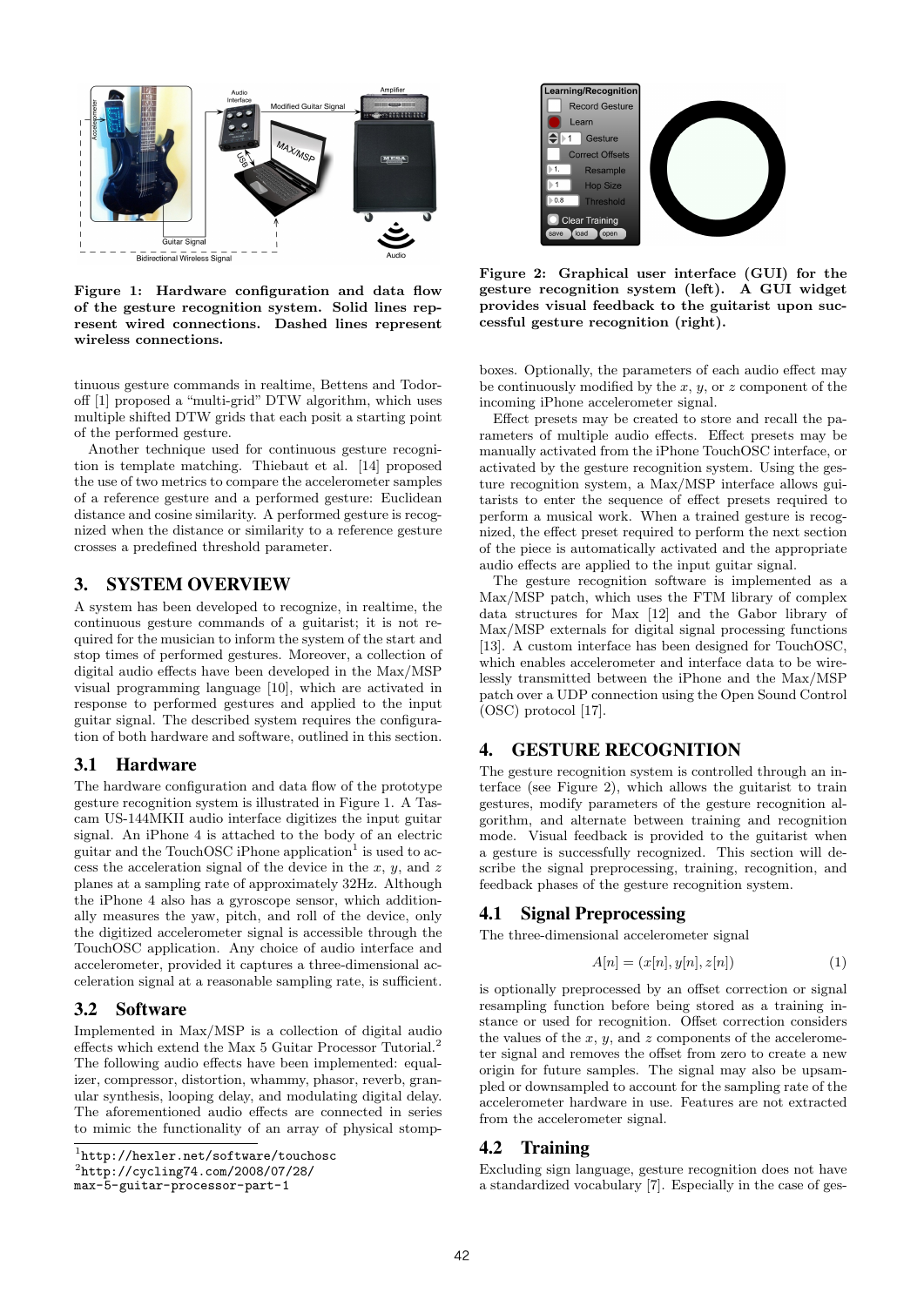Figure 1: Hardware configuration and data flow of the gesture recognition system. Solid lines represent wired connections. Dashed lines represent wireless connections.

Figure 2: Graphical user interface (GUI) for the gesture recognition system (left). A GUI widget provides visual feedback to the guitarist upon successful gesture recognition (right).

tinuous gesture commands in realtime, Bettens and Todoroff [1] proposed a "multi-grid" DTW algorithm, which uses multiple shifted DTW grids that each posit a starting point of the performed gesture.

Another technique used for continuous gesture recognition is template matching. Thiebaut et al. [14] proposed the use of two metrics to compare the accelerometer samples of a reference gesture and a performed gesture: Euclidean distance and cosine similarity. A performed gesture is recognized when the distance or similarity to a reference gesture crosses a predefined threshold parameter.

## 3. SYSTEM OVERVIEW

A system has been developed to recognize, in realtime, the continuous gesture commands of a guitarist; it is not required for the musician to inform the system of the start and stop times of performed gestures. Moreover, a collection of digital audio effects have been developed in the Max/MSP visual programming language [10], which are activated in response to performed gestures and applied to the input guitar signal. The described system requires the configuration of both hardware and software, outlined in this section.

### 3.1 Hardware

The hardware configuration and data flow of the prototype gesture recognition system is illustrated in Figure 1. A Tascam US-144MKII audio interface digitizes the input guitar signal. An iPhone 4 is attached to the body of an electric guitar and the TouchOSC iPhone application[1] is used to access the acceleration signal of the device in the $x$, $y$, and $z$ planes at a sampling rate of approximately 32Hz. Although the iPhone 4 also has a gyroscope sensor, which additionally measures the yaw, pitch, and roll of the device, only the digitized accelerometer signal is accessible through the TouchOSC application. Any choice of audio interface and accelerometer, provided it captures a three-dimensional acceleration signal at a reasonable sampling rate, is sufficient.

### 3.2 Software

Implemented in Max/MSP is a collection of digital audio effects which extend the Max 5 Guitar Processor Tutorial.[2] The following audio effects have been implemented: equalizer, compressor, distortion, whammy, phasor, reverb, granular synthesis, looping delay, and modulating digital delay. The aforementioned audio effects are connected in series to mimic the functionality of an array of physical stompboxes. Optionally, the parameters of each audio effect may be continuously modified by the $x$, $y$, or $z$ component of the incoming iPhone accelerometer signal.

Effect presets may be created to store and recall the parameters of multiple audio effects. Effect presets may be manually activated from the iPhone TouchOSC interface, or activated by the gesture recognition system. Using the gesture recognition system, a Max/MSP interface allows guitarists to enter the sequence of effect presets required to perform a musical work. When a trained gesture is recognized, the effect preset required to perform the next section of the piece is automatically activated and the appropriate audio effects are applied to the input guitar signal.

The gesture recognition software is implemented as a Max/MSP patch, which uses the FTM library of complex data structures for Max [12] and the Gabor library of Max/MSP externals for digital signal processing functions [13]. A custom interface has been designed for TouchOSC, which enables accelerometer and interface data to be wirelessly transmitted between the iPhone and the Max/MSP patch over a UDP connection using the Open Sound Control (OSC) protocol [17].

## 4. GESTURE RECOGNITION

The gesture recognition system is controlled through an interface (see Figure 2), which allows the guitarist to train gestures, modify parameters of the gesture recognition algorithm, and alternate between training and recognition mode. Visual feedback is provided to the guitarist when a gesture is successfully recognized. This section will describe the signal preprocessing, training, recognition, and feedback phases of the gesture recognition system.

### 4.1 Signal Preprocessing

The three-dimensional accelerometer signal

$$A[n] = (x[n], y[n], z[n]) \tag{1}$$

is optionally preprocessed by an offset correction or signal resampling function before being stored as a training instance or used for recognition. Offset correction considers the values of the $x$, $y$, and $z$ components of the accelerometer signal and removes the offset from zero to create a new origin for future samples. The signal may also be upsampled or downsampled to account for the sampling rate of the accelerometer hardware in use. Features are not extracted from the accelerometer signal.

### 4.2 Training

Excluding sign language, gesture recognition does not have a standardized vocabulary [7]. Especially in the case of ges-

[1] http://hexler.net/software/touchosc
[2] http://cycling74.com/2008/07/28/max-5-guitar-processor-part-1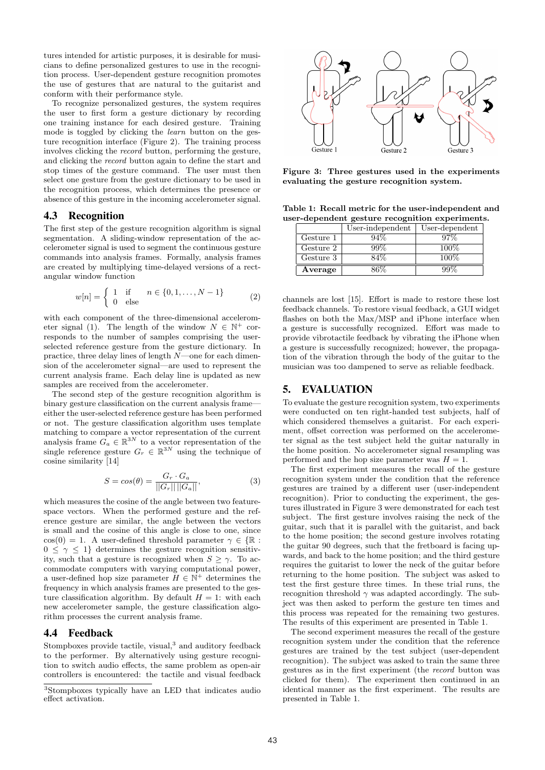tures intended for artistic purposes, it is desirable for musicians to define personalized gestures to use in the recognition process. User-dependent gesture recognition promotes the use of gestures that are natural to the guitarist and conform with their performance style.

To recognize personalized gestures, the system requires the user to first form a gesture dictionary by recording one training instance for each desired gesture. Training mode is toggled by clicking the *learn* button on the gesture recognition interface (Figure 2). The training process involves clicking the *record* button, performing the gesture, and clicking the *record* button again to define the start and stop times of the gesture command. The user must then select one gesture from the gesture dictionary to be used in the recognition process, which determines the presence or absence of this gesture in the incoming accelerometer signal.

## 4.3 Recognition

The first step of the gesture recognition algorithm is signal segmentation. A sliding-window representation of the accelerometer signal is used to segment the continuous gesture commands into analysis frames. Formally, analysis frames are created by multiplying time-delayed versions of a rectangular window function

$$w[n] = \begin{cases} 1 & \text{if} \quad n \in \{0, 1, \ldots, N-1\} \\ 0 & \text{else} \end{cases} \tag{2}$$

with each component of the three-dimensional accelerometer signal (1). The length of the window $N \in \mathbb{N}^+$ corresponds to the number of samples comprising the user-selected reference gesture from the gesture dictionary. In practice, three delay lines of length $N$—one for each dimension of the accelerometer signal—are used to represent the current analysis frame. Each delay line is updated as new samples are received from the accelerometer.

The second step of the gesture recognition algorithm is binary gesture classification on the current analysis frame—either the user-selected reference gesture has been performed or not. The gesture classification algorithm uses template matching to compare a vector representation of the current analysis frame $G_a \in \mathbb{R}^{3N}$ to a vector representation of the single reference gesture $G_r \in \mathbb{R}^{3N}$ using the technique of cosine similarity [14]

$$S = cos(\theta) = \frac{G_r \cdot G_a}{||G_r|| \, ||G_a||}, \tag{3}$$

which measures the cosine of the angle between two feature-space vectors. When the performed gesture and the reference gesture are similar, the angle between the vectors is small and the cosine of this angle is close to one, since $\cos(0) = 1$. A user-defined threshold parameter $\gamma \in \{\mathbb{R} : 0 \leq \gamma \leq 1\}$ determines the gesture recognition sensitivity, such that a gesture is recognized when $S \geq \gamma$. To accommodate computers with varying computational power, a user-defined hop size parameter $H \in \mathbb{N}^+$ determines the frequency in which analysis frames are presented to the gesture classification algorithm. By default $H = 1$: with each new accelerometer sample, the gesture classification algorithm processes the current analysis frame.

## 4.4 Feedback

Stompboxes provide tactile, visual,[3] and auditory feedback to the performer. By alternatively using gesture recognition to switch audio effects, the same problem as open-air controllers is encountered: the tactile and visual feedback channels are lost [15]. Effort is made to restore these lost feedback channels. To restore visual feedback, a GUI widget flashes on both the Max/MSP and iPhone interface when a gesture is successfully recognized. Effort was made to provide vibrotactile feedback by vibrating the iPhone when a gesture is successfully recognized; however, the propagation of the vibration through the body of the guitar to the musician was too dampened to serve as reliable feedback.

[3]Stompboxes typically have an LED that indicates audio effect activation.

**Figure 3: Three gestures used in the experiments evaluating the gesture recognition system.**

**Table 1: Recall metric for the user-independent and user-dependent gesture recognition experiments.**

| | User-independent | User-dependent |
|---|---|---|
| Gesture 1 | 94% | 97% |
| Gesture 2 | 99% | 100% |
| Gesture 3 | 84% | 100% |
| **Average** | 86% | 99% |

## 5. EVALUATION

To evaluate the gesture recognition system, two experiments were conducted on ten right-handed test subjects, half of which considered themselves a guitarist. For each experiment, offset correction was performed on the accelerometer signal as the test subject held the guitar naturally in the home position. No accelerometer signal resampling was performed and the hop size parameter was $H = 1$.

The first experiment measures the recall of the gesture recognition system under the condition that the reference gestures are trained by a different user (user-independent recognition). Prior to conducting the experiment, the gestures illustrated in Figure 3 were demonstrated for each test subject. The first gesture involves raising the neck of the guitar, such that it is parallel with the guitarist, and back to the home position; the second gesture involves rotating the guitar 90 degrees, such that the fretboard is facing upwards, and back to the home position; and the third gesture requires the guitarist to lower the neck of the guitar before returning to the home position. The subject was asked to test the first gesture three times. In these trial runs, the recognition threshold $\gamma$ was adapted accordingly. The subject was then asked to perform the gesture ten times and this process was repeated for the remaining two gestures. The results of this experiment are presented in Table 1.

The second experiment measures the recall of the gesture recognition system under the condition that the reference gestures are trained by the test subject (user-dependent recognition). The subject was asked to train the same three gestures as in the first experiment (the *record* button was clicked for them). The experiment then continued in an identical manner as the first experiment. The results are presented in Table 1.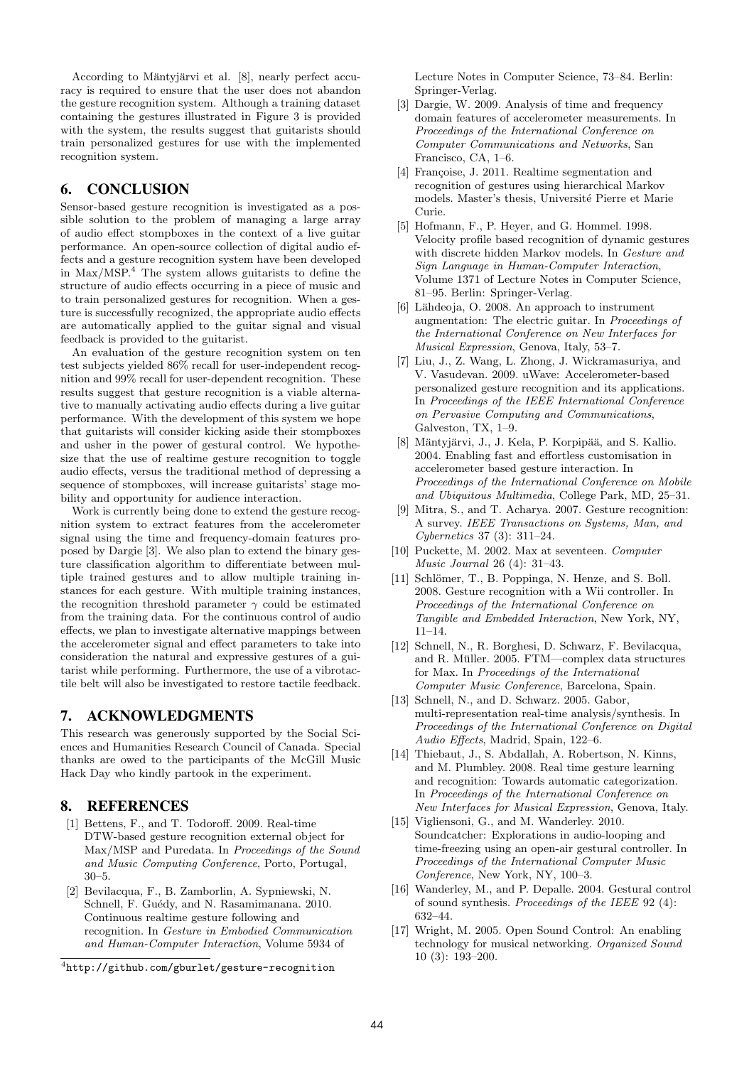According to Mäntyjärvi et al. [8], nearly perfect accuracy is required to ensure that the user does not abandon the gesture recognition system. Although a training dataset containing the gestures illustrated in Figure 3 is provided with the system, the results suggest that guitarists should train personalized gestures for use with the implemented recognition system.

## 6. CONCLUSION

Sensor-based gesture recognition is investigated as a possible solution to the problem of managing a large array of audio effect stompboxes in the context of a live guitar performance. An open-source collection of digital audio effects and a gesture recognition system have been developed in Max/MSP.[4] The system allows guitarists to define the structure of audio effects occurring in a piece of music and to train personalized gestures for recognition. When a gesture is successfully recognized, the appropriate audio effects are automatically applied to the guitar signal and visual feedback is provided to the guitarist.

An evaluation of the gesture recognition system on ten test subjects yielded 86% recall for user-independent recognition and 99% recall for user-dependent recognition. These results suggest that gesture recognition is a viable alternative to manually activating audio effects during a live guitar performance. With the development of this system we hope that guitarists will consider kicking aside their stompboxes and usher in the power of gestural control. We hypothesize that the use of realtime gesture recognition to toggle audio effects, versus the traditional method of depressing a sequence of stompboxes, will increase guitarists' stage mobility and opportunity for audience interaction.

Work is currently being done to extend the gesture recognition system to extract features from the accelerometer signal using the time and frequency-domain features proposed by Dargie [3]. We also plan to extend the binary gesture classification algorithm to differentiate between multiple trained gestures and to allow multiple training instances for each gesture. With multiple training instances, the recognition threshold parameter $\gamma$ could be estimated from the training data. For the continuous control of audio effects, we plan to investigate alternative mappings between the accelerometer signal and effect parameters to take into consideration the natural and expressive gestures of a guitarist while performing. Furthermore, the use of a vibrotactile belt will also be investigated to restore tactile feedback.

## 7. ACKNOWLEDGMENTS

This research was generously supported by the Social Sciences and Humanities Research Council of Canada. Special thanks are owed to the participants of the McGill Music Hack Day who kindly partook in the experiment.

## 8. REFERENCES

[1] Bettens, F., and T. Todoroff. 2009. Real-time DTW-based gesture recognition external object for Max/MSP and Puredata. In *Proceedings of the Sound and Music Computing Conference*, Porto, Portugal, 30–5.

[2] Bevilacqua, F., B. Zamborlin, A. Sypniewski, N. Schnell, F. Guédy, and N. Rasamimanana. 2010. Continuous realtime gesture following and recognition. In *Gesture in Embodied Communication and Human-Computer Interaction*, Volume 5934 of Lecture Notes in Computer Science, 73–84. Berlin: Springer-Verlag.

[3] Dargie, W. 2009. Analysis of time and frequency domain features of accelerometer measurements. In *Proceedings of the International Conference on Computer Communications and Networks*, San Francisco, CA, 1–6.

[4] Françoise, J. 2011. Realtime segmentation and recognition of gestures using hierarchical Markov models. Master's thesis, Université Pierre et Marie Curie.

[5] Hofmann, F., P. Heyer, and G. Hommel. 1998. Velocity profile based recognition of dynamic gestures with discrete hidden Markov models. In *Gesture and Sign Language in Human-Computer Interaction*, Volume 1371 of Lecture Notes in Computer Science, 81–95. Berlin: Springer-Verlag.

[6] Lähdeoja, O. 2008. An approach to instrument augmentation: The electric guitar. In *Proceedings of the International Conference on New Interfaces for Musical Expression*, Genova, Italy, 53–7.

[7] Liu, J., Z. Wang, L. Zhong, J. Wickramasuriya, and V. Vasudevan. 2009. uWave: Accelerometer-based personalized gesture recognition and its applications. In *Proceedings of the IEEE International Conference on Pervasive Computing and Communications*, Galveston, TX, 1–9.

[8] Mäntyjärvi, J., J. Kela, P. Korpipää, and S. Kallio. 2004. Enabling fast and effortless customisation in accelerometer based gesture interaction. In *Proceedings of the International Conference on Mobile and Ubiquitous Multimedia*, College Park, MD, 25–31.

[9] Mitra, S., and T. Acharya. 2007. Gesture recognition: A survey. *IEEE Transactions on Systems, Man, and Cybernetics* 37 (3): 311–24.

[10] Puckette, M. 2002. Max at seventeen. *Computer Music Journal* 26 (4): 31–43.

[11] Schlömer, T., B. Poppinga, N. Henze, and S. Boll. 2008. Gesture recognition with a Wii controller. In *Proceedings of the International Conference on Tangible and Embedded Interaction*, New York, NY, 11–14.

[12] Schnell, N., R. Borghesi, D. Schwarz, F. Bevilacqua, and R. Müller. 2005. FTM—complex data structures for Max. In *Proceedings of the International Computer Music Conference*, Barcelona, Spain.

[13] Schnell, N., and D. Schwarz. 2005. Gabor, multi-representation real-time analysis/synthesis. In *Proceedings of the International Conference on Digital Audio Effects*, Madrid, Spain, 122–6.

[14] Thiebaut, J., S. Abdallah, A. Robertson, N. Kinns, and M. Plumbley. 2008. Real time gesture learning and recognition: Towards automatic categorization. In *Proceedings of the International Conference on New Interfaces for Musical Expression*, Genova, Italy.

[15] Vigliensoni, G., and M. Wanderley. 2010. Soundcatcher: Explorations in audio-looping and time-freezing using an open-air gestural controller. In *Proceedings of the International Computer Music Conference*, New York, NY, 100–3.

[16] Wanderley, M., and P. Depalle. 2004. Gestural control of sound synthesis. *Proceedings of the IEEE* 92 (4): 632–44.

[17] Wright, M. 2005. Open Sound Control: An enabling technology for musical networking. *Organized Sound* 10 (3): 193–200.

[4] http://github.com/gburlet/gesture-recognition